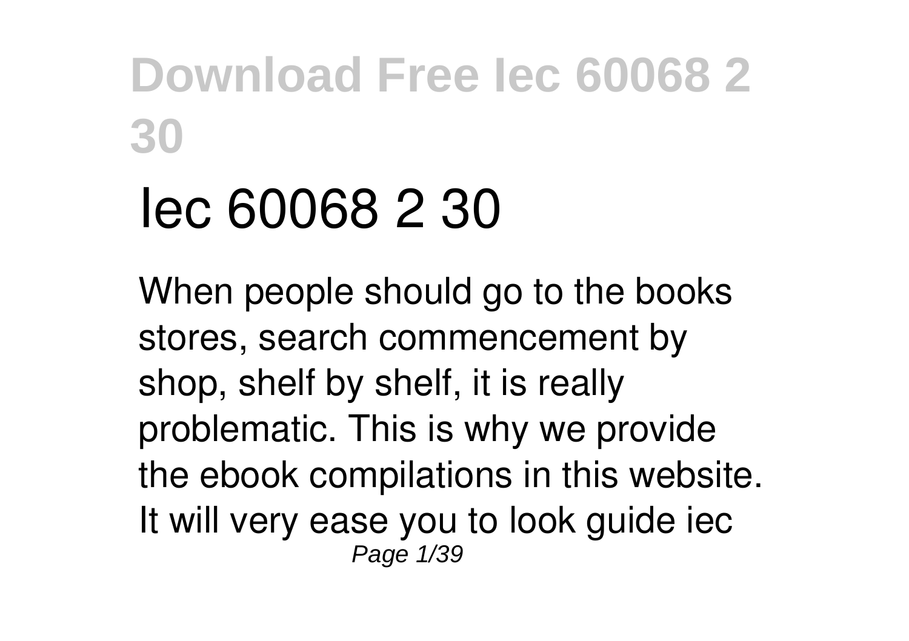# Iec 60068 2 30

When people should go to the books stores, search commencement by shop, shelf by shelf, it is really problematic. This is why we provide the ebook compilations in this website. It will very ease you to look guide iec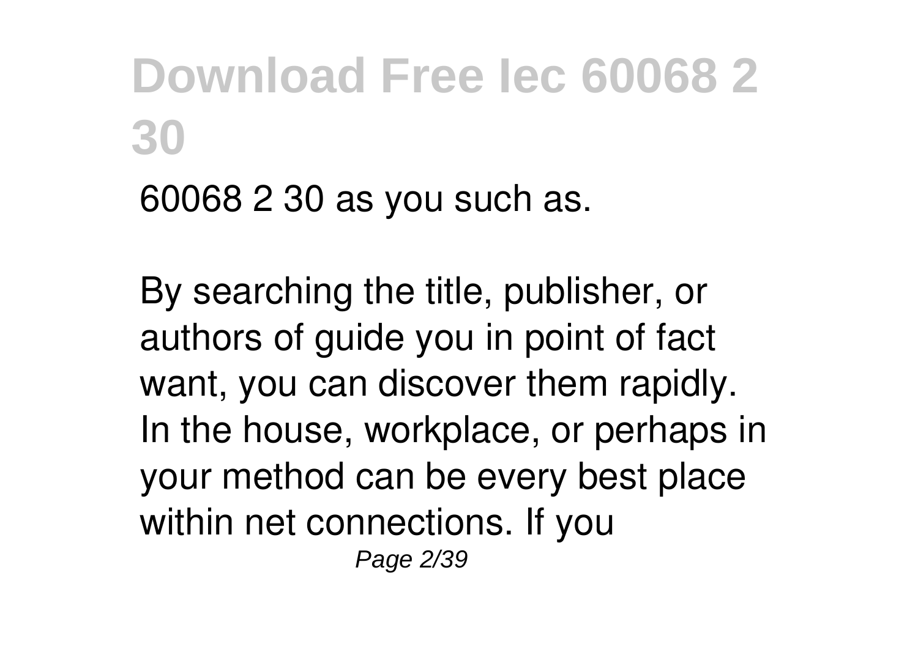60068 2 30 as you such as.

By searching the title, publisher, or authors of guide you in point of fact want, you can discover them rapidly. In the house, workplace, or perhaps in your method can be every best place within net connections. If you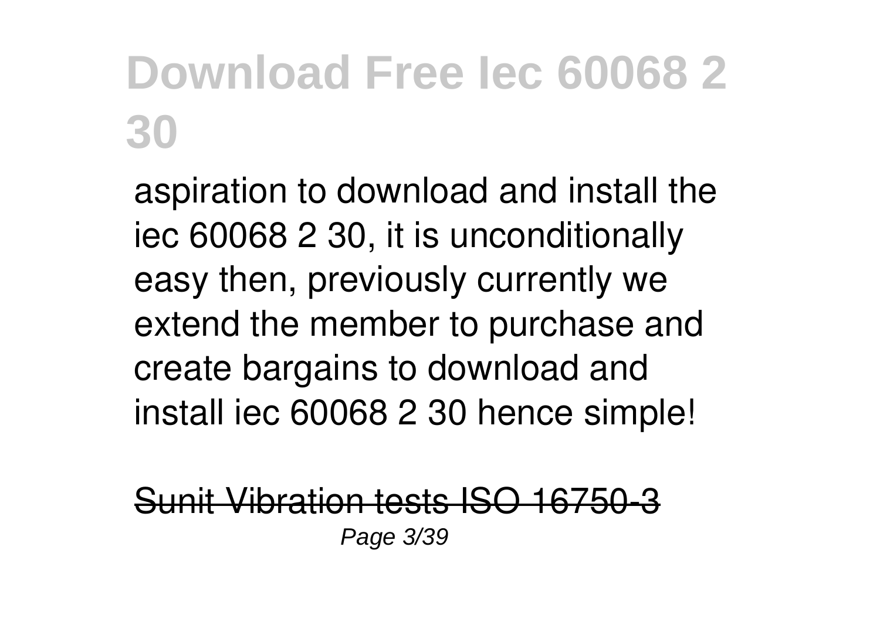aspiration to download and install the iec 60068 2 30, it is unconditionally easy then, previously currently we extend the member to purchase and create bargains to download and install iec 60068 2 30 hence simple!

Sunit Vibration tests ISO 16750-3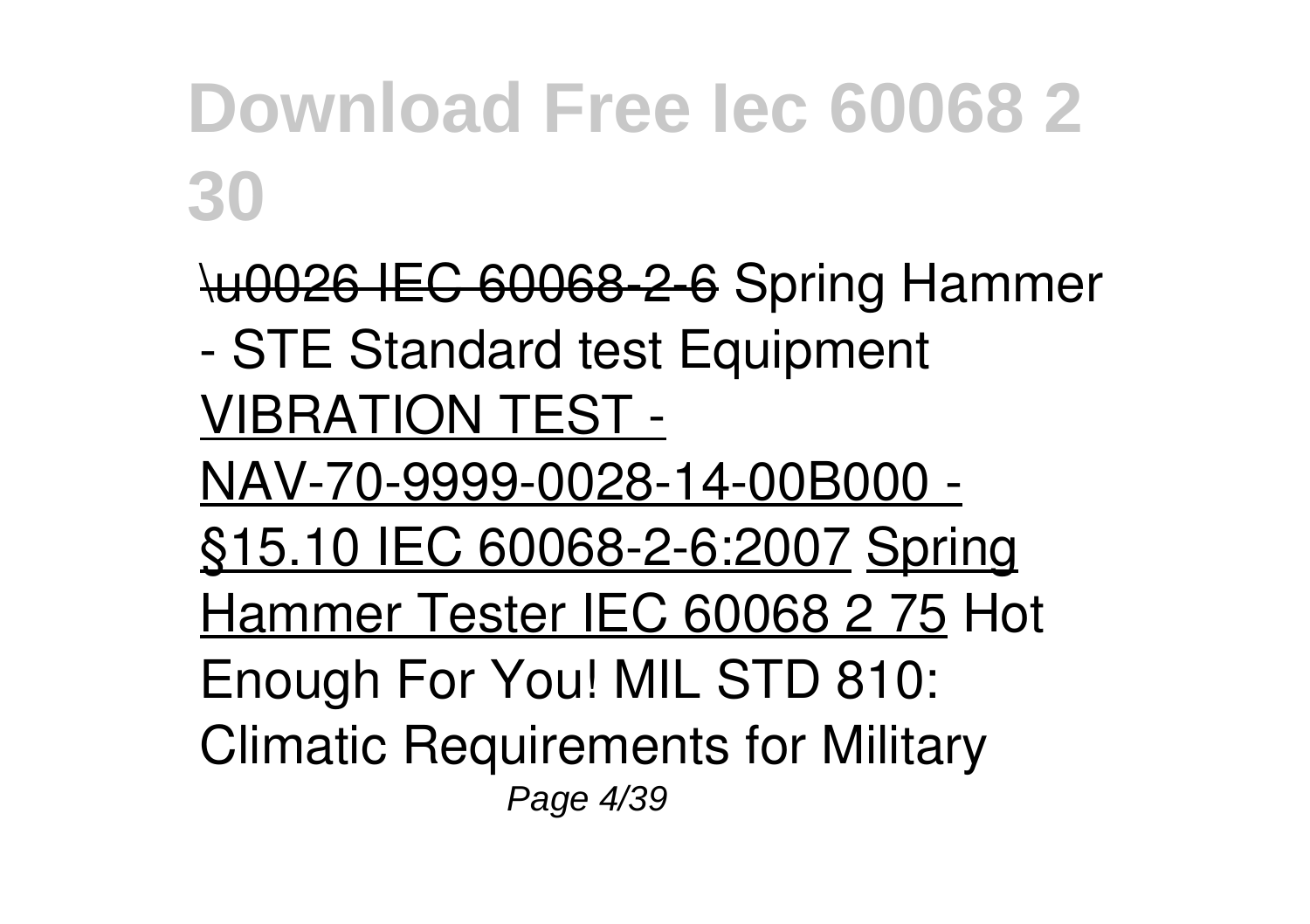\u0026 IEC 60068-2-6 Spring Hammer - STE Standard test Equipment VIBRATION TEST - NAV-70-9999-0028-14-00B000 - §15.10 IEC 60068-2-6:2007 Spring Hammer Tester IEC 60068 2 75 Hot Enough For You! MIL STD 810: Climatic Requirements for Military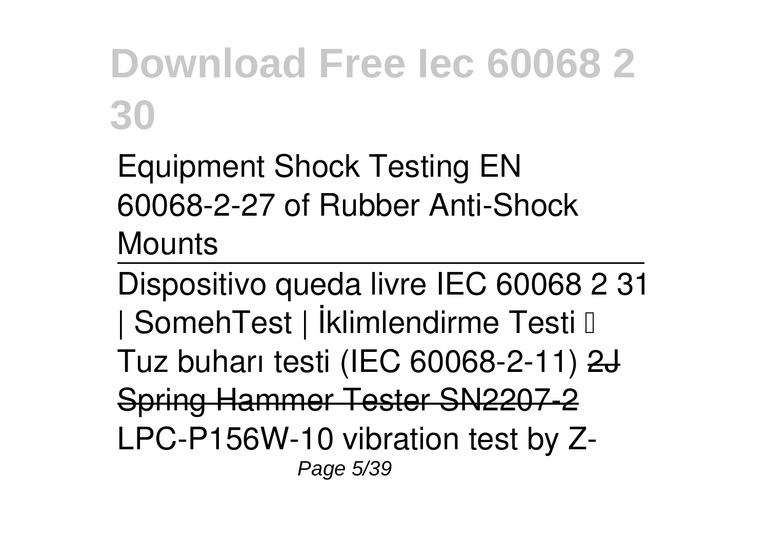Equipment Shock Testing EN 60068-2-27 of Rubber Anti-Shock Mounts

---

Dispositivo queda livre IEC 60068 2 31 | SomehTest | İklimlendirme Testi Tuz buharı testi (IEC 60068-2-11) ~~2J Spring Hammer Tester SN2207-2~~ LPC-P156W-10 vibration test by Z-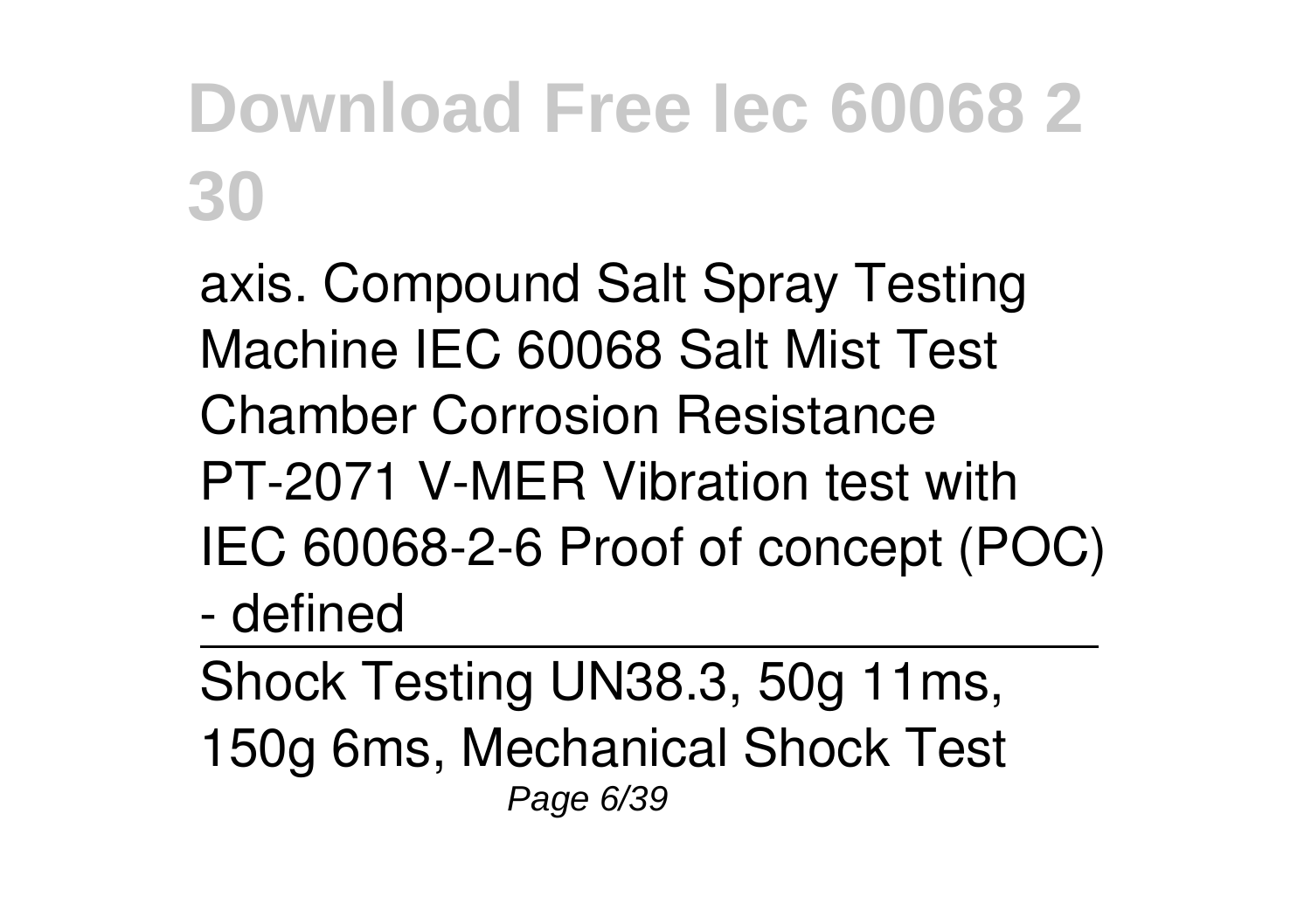axis. Compound Salt Spray Testing Machine IEC 60068 Salt Mist Test Chamber Corrosion Resistance PT-2071 V-MER Vibration test with IEC 60068-2-6 Proof of concept (POC) - defined

---

Shock Testing UN38.3, 50g 11ms, 150g 6ms, Mechanical Shock Test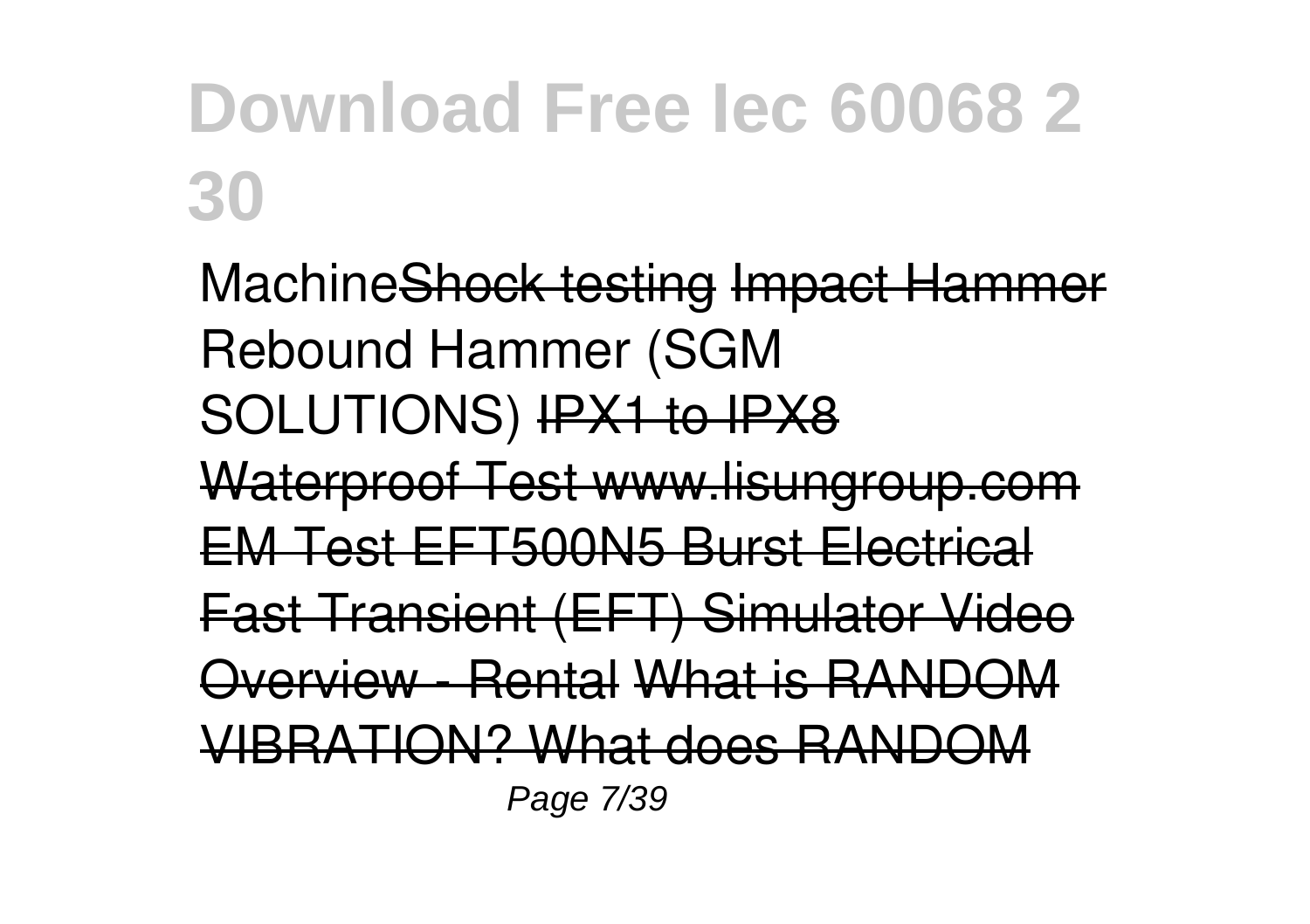Machine~~Shock testing~~ ~~Impact Hammer~~ Rebound Hammer (SGM SOLUTIONS) ~~IPX1 to IPX8 Waterproof Test www.lisungroup.com~~ ~~EM Test EFT500N5 Burst Electrical Fast Transient (EFT) Simulator Video Overview - Rental~~ ~~What is RANDOM VIBRATION? What does RANDOM~~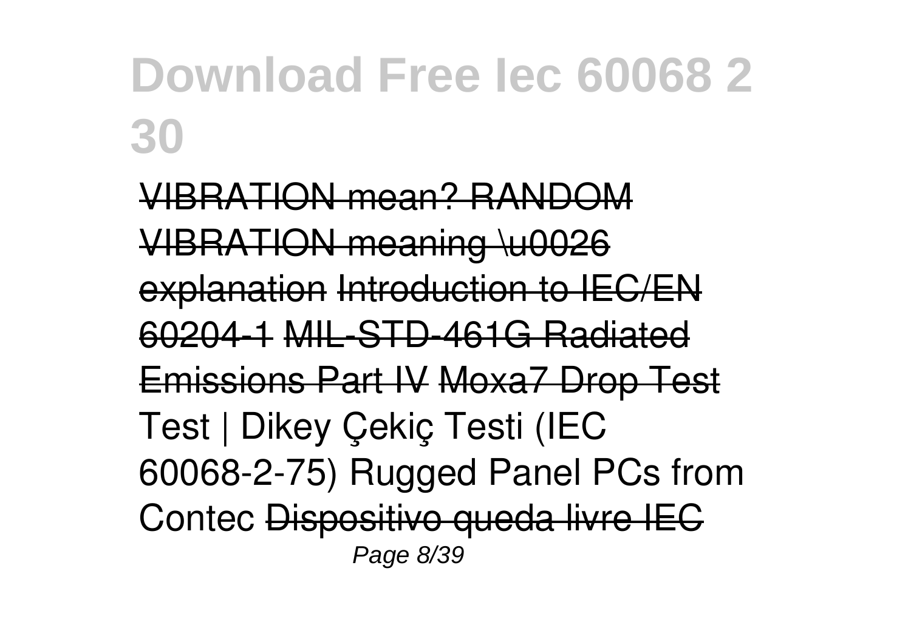VIBRATION mean? RANDOM VIBRATION meaning \u0026 explanation Introduction to IEC/EN 60204-1 MIL-STD-461G Radiated Emissions Part IV Moxa7 Drop Test Test | Dikey Çekiç Testi (IEC 60068-2-75) Rugged Panel PCs from Contec Dispositivo queda livre IEC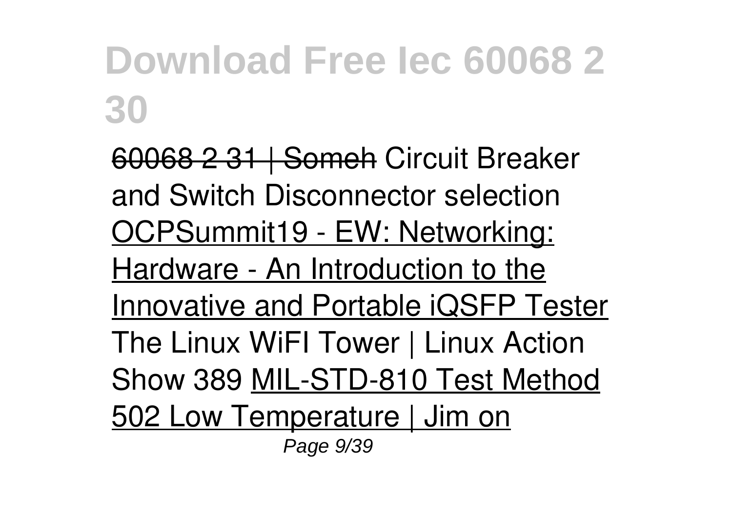# Download Free Iec 60068 2 30

~~60068 2 31 | Someh~~ Circuit Breaker and Switch Disconnector selection OCPSummit19 - EW: Networking: Hardware - An Introduction to the Innovative and Portable iQSFP Tester The Linux WiFI Tower | Linux Action Show 389 MIL-STD-810 Test Method 502 Low Temperature | Jim on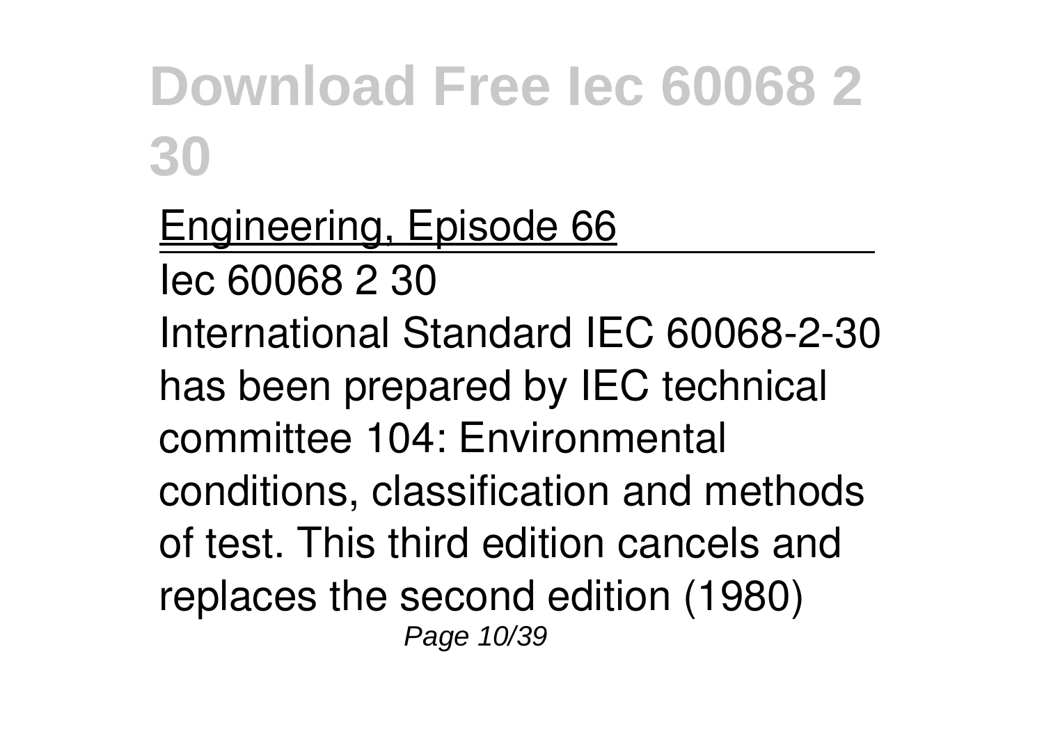Engineering, Episode 66

Iec 60068 2 30

International Standard IEC 60068-2-30 has been prepared by IEC technical committee 104: Environmental conditions, classification and methods of test. This third edition cancels and replaces the second edition (1980)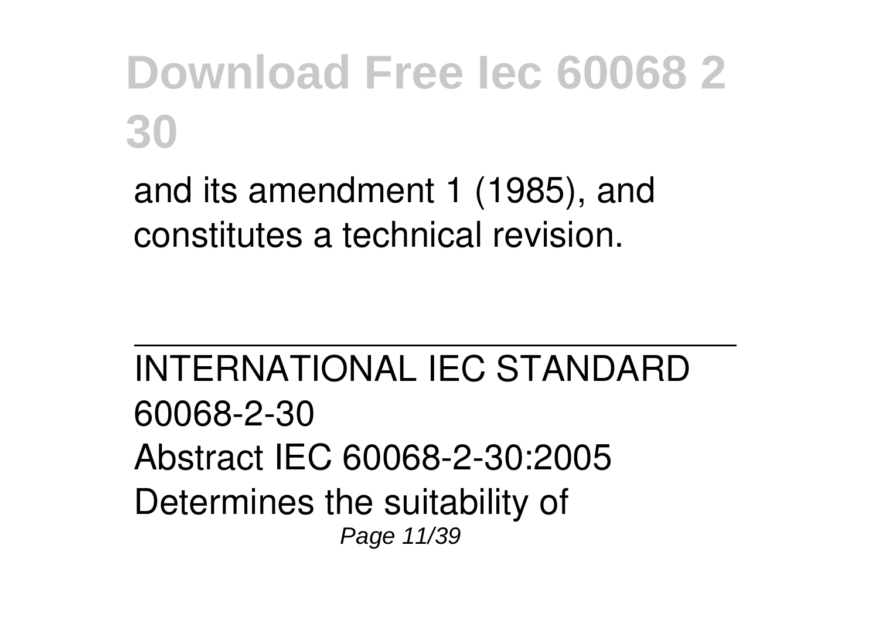and its amendment 1 (1985), and constitutes a technical revision.

---

INTERNATIONAL IEC STANDARD 60068-2-30

Abstract IEC 60068-2-30:2005 Determines the suitability of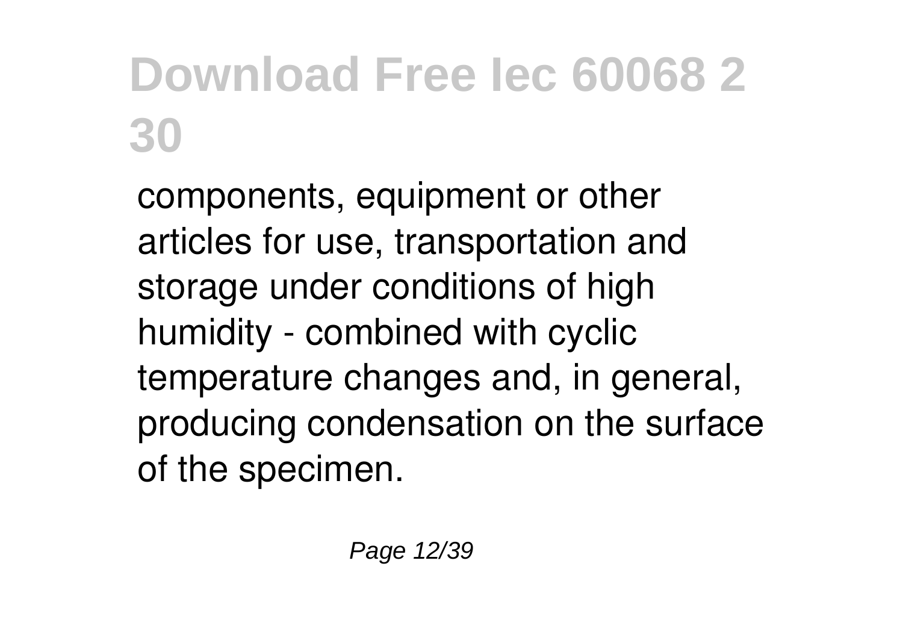# Download Free Iec 60068 2 30

components, equipment or other articles for use, transportation and storage under conditions of high humidity - combined with cyclic temperature changes and, in general, producing condensation on the surface of the specimen.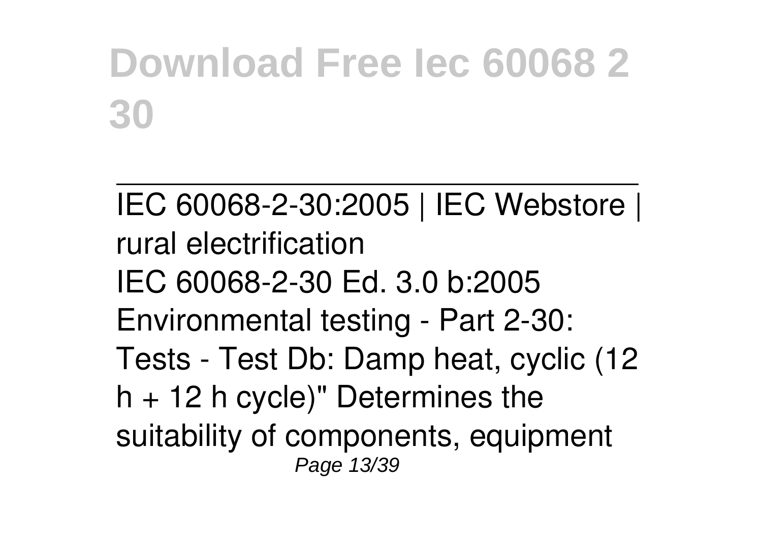# Download Free Iec 60068 2 30

IEC 60068-2-30:2005 | IEC Webstore | rural electrification
IEC 60068-2-30 Ed. 3.0 b:2005 Environmental testing - Part 2-30: Tests - Test Db: Damp heat, cyclic (12 h + 12 h cycle)" Determines the suitability of components, equipment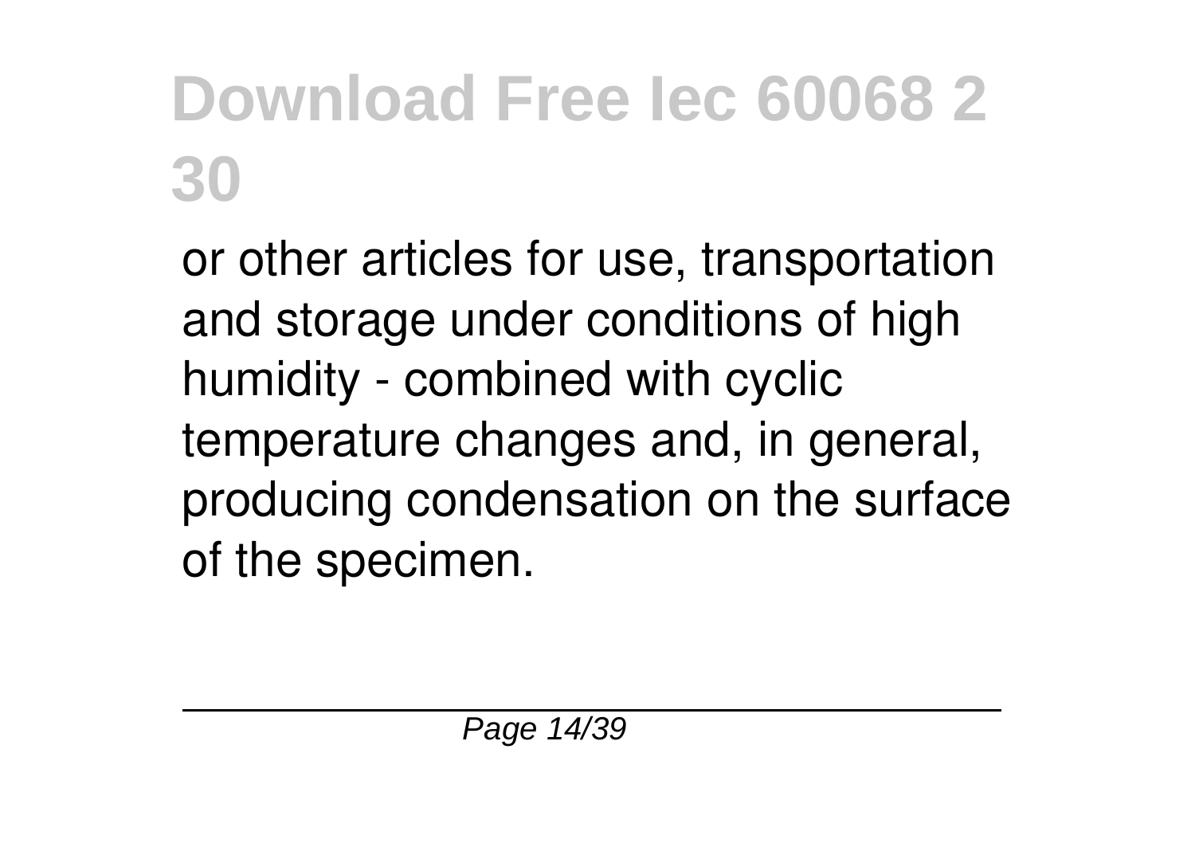or other articles for use, transportation and storage under conditions of high humidity - combined with cyclic temperature changes and, in general, producing condensation on the surface of the specimen.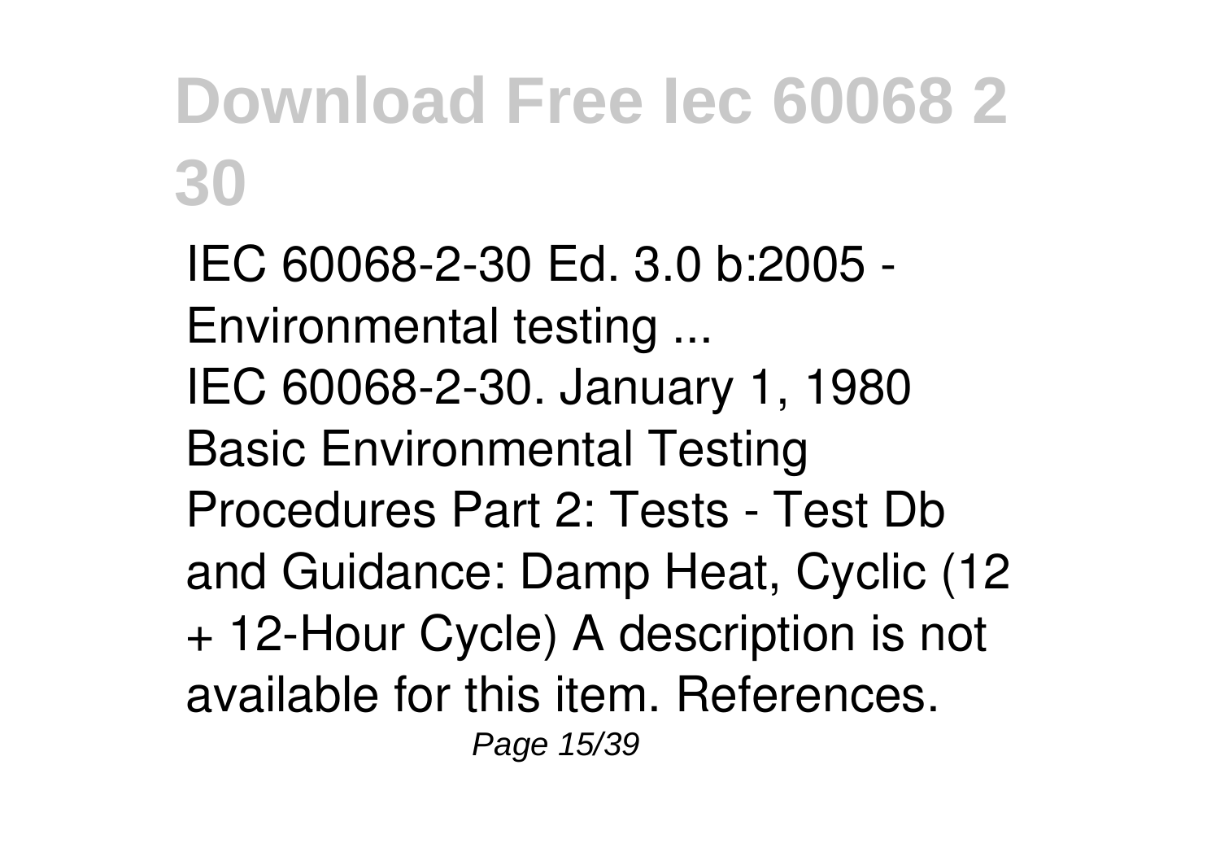# Download Free Iec 60068 2 30

IEC 60068-2-30 Ed. 3.0 b:2005 - Environmental testing ...

IEC 60068-2-30. January 1, 1980 Basic Environmental Testing Procedures Part 2: Tests - Test Db and Guidance: Damp Heat, Cyclic (12 + 12-Hour Cycle) A description is not available for this item. References.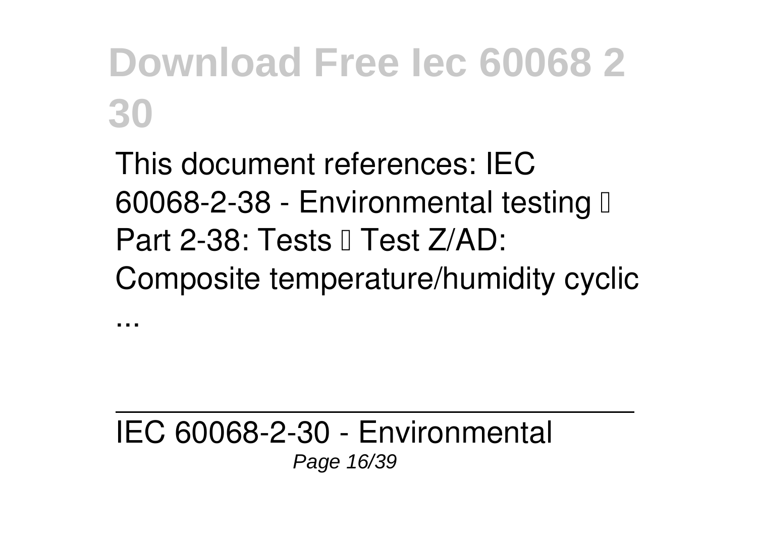# Download Free Iec 60068 2 30

This document references: IEC 60068-2-38 - Environmental testing  Part 2-38: Tests  Test Z/AD: Composite temperature/humidity cyclic ...

---

IEC 60068-2-30 - Environmental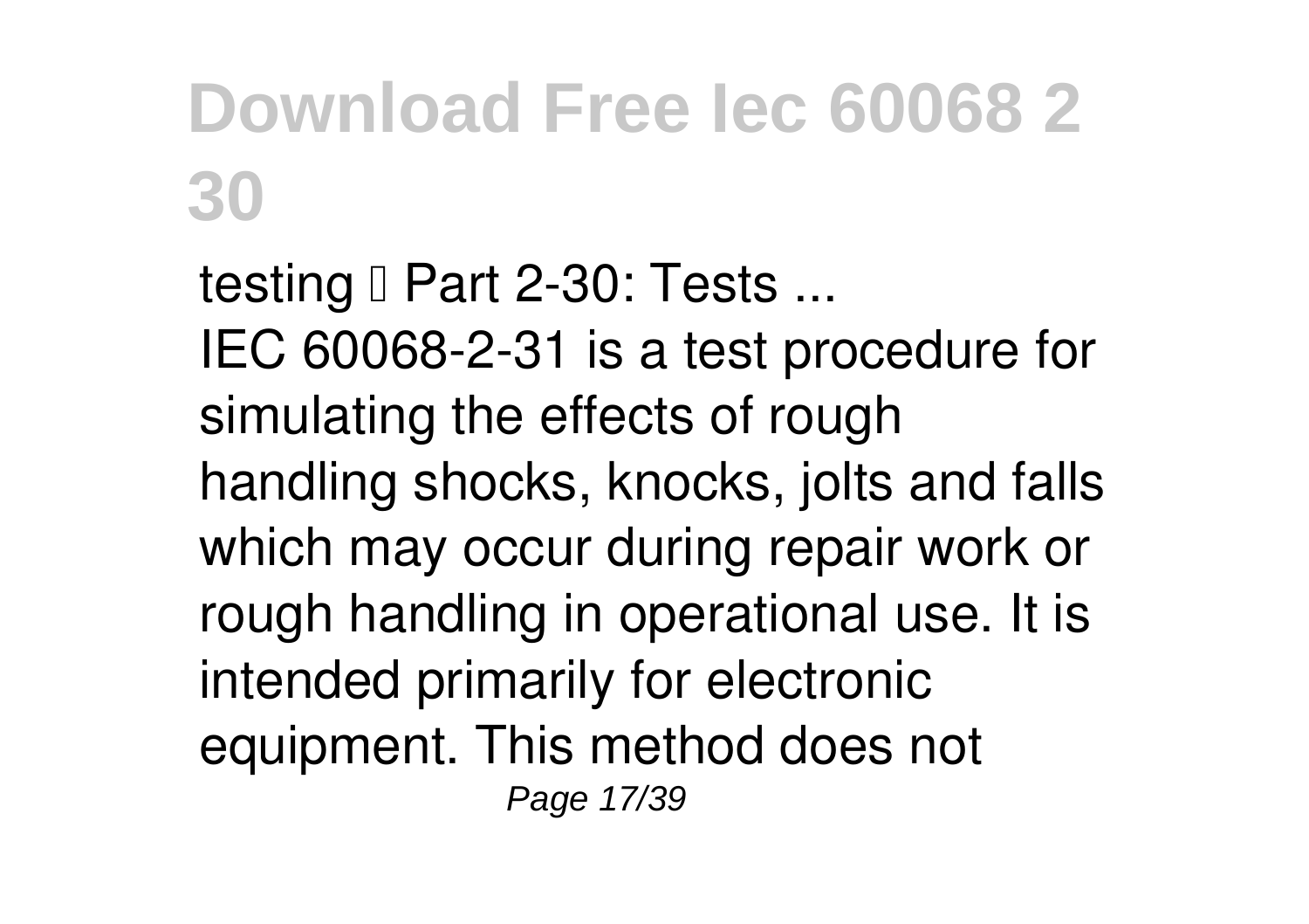## Download Free Iec 60068 2 30

testing – Part 2-30: Tests ...
IEC 60068-2-31 is a test procedure for simulating the effects of rough handling shocks, knocks, jolts and falls which may occur during repair work or rough handling in operational use. It is intended primarily for electronic equipment. This method does not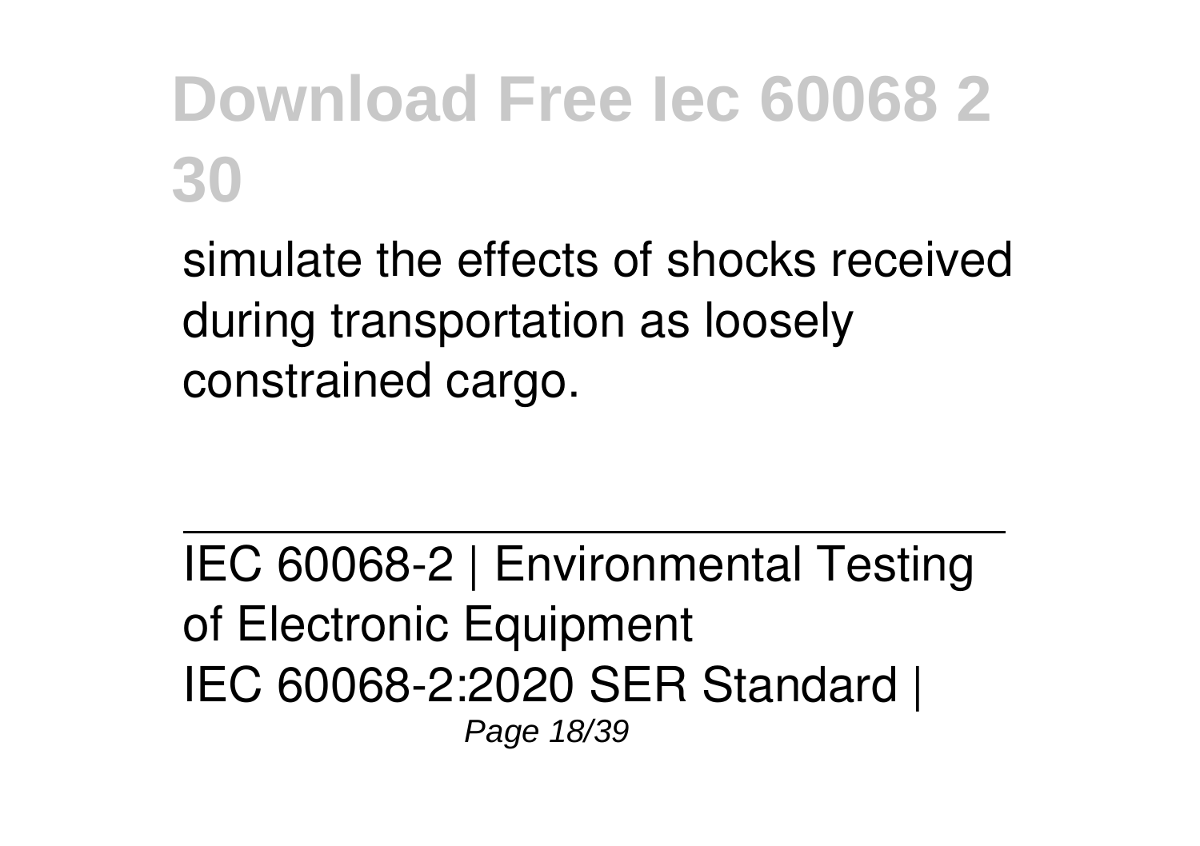simulate the effects of shocks received during transportation as loosely constrained cargo.

---

IEC 60068-2 | Environmental Testing of Electronic Equipment
IEC 60068-2:2020 SER Standard |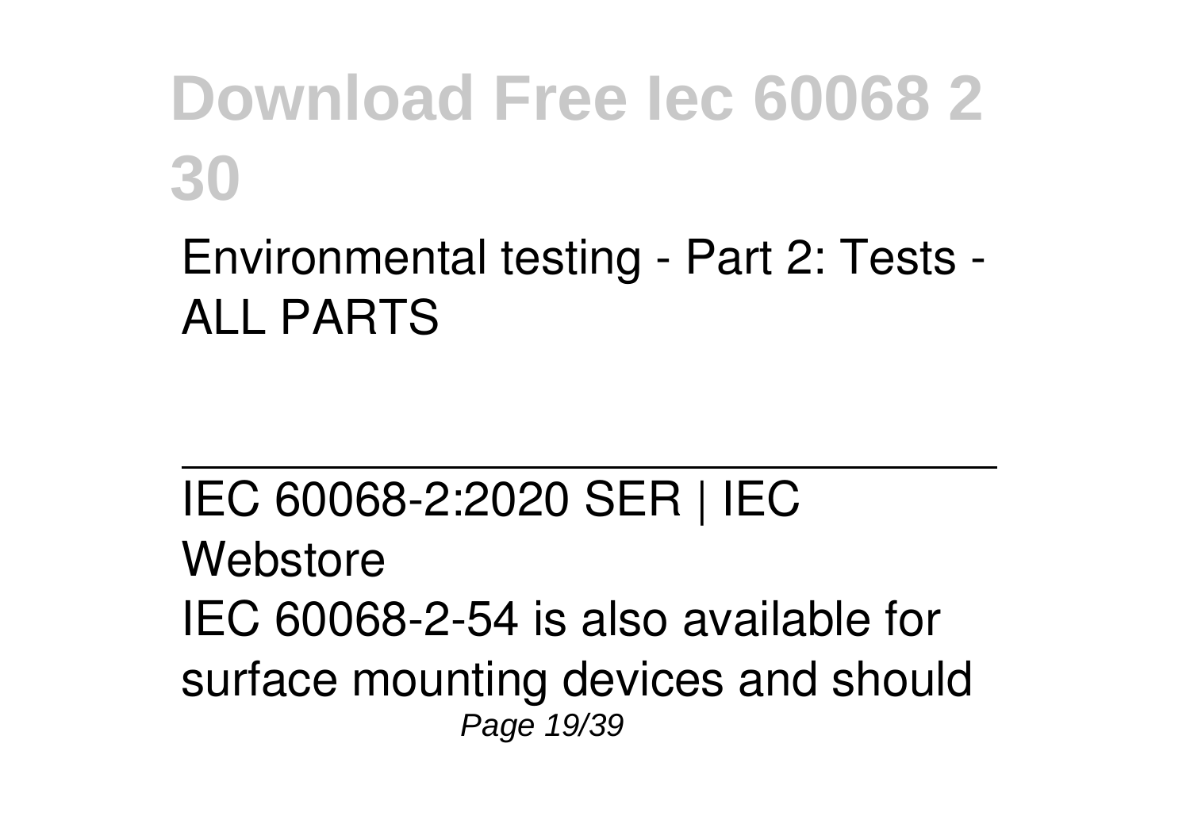Environmental testing - Part 2: Tests - ALL PARTS

---

IEC 60068-2:2020 SER | IEC Webstore

IEC 60068-2-54 is also available for surface mounting devices and should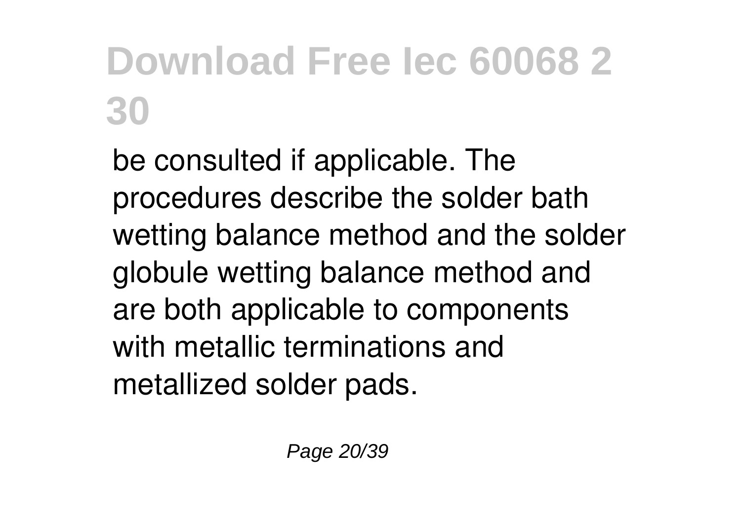# Download Free Iec 60068 2 30

be consulted if applicable. The procedures describe the solder bath wetting balance method and the solder globule wetting balance method and are both applicable to components with metallic terminations and metallized solder pads.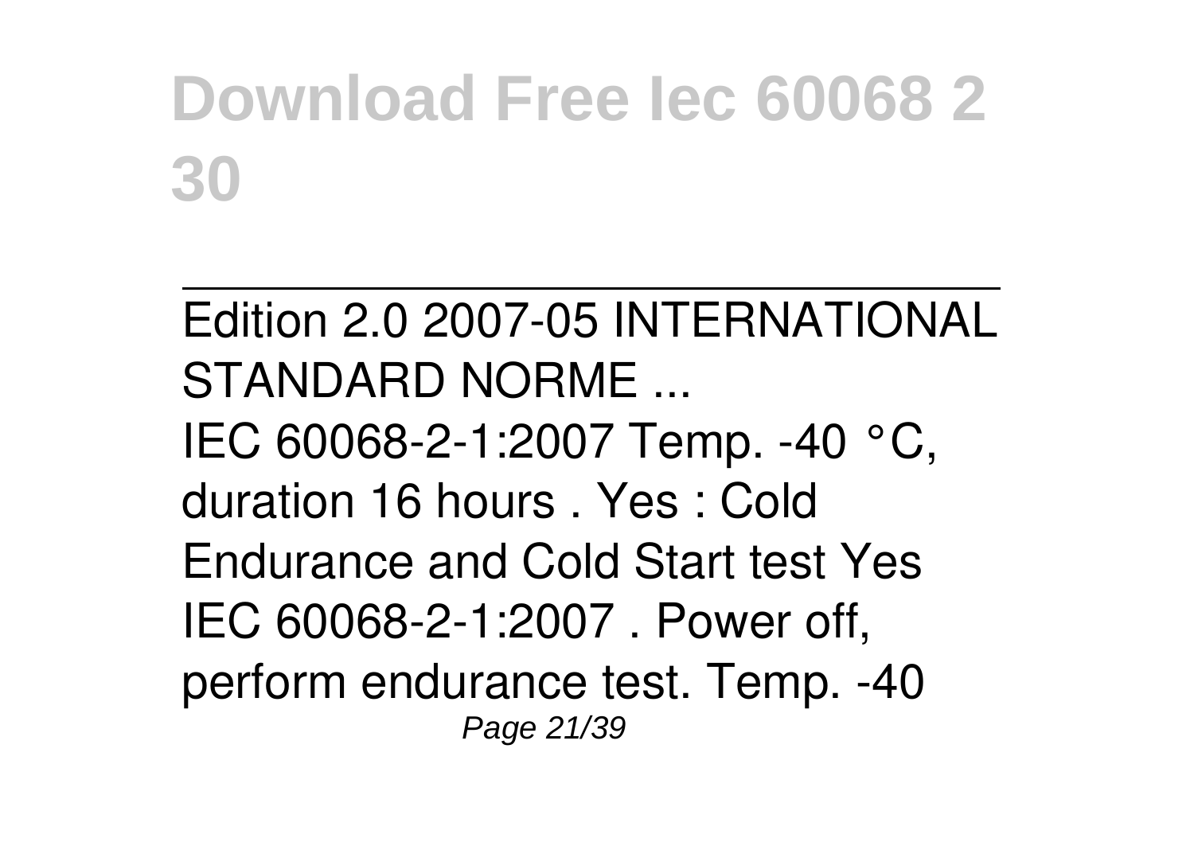# Download Free Iec 60068 2 30

---

Edition 2.0 2007-05 INTERNATIONAL STANDARD NORME ...

IEC 60068-2-1:2007 Temp. -40 °C, duration 16 hours . Yes : Cold Endurance and Cold Start test Yes IEC 60068-2-1:2007 . Power off, perform endurance test. Temp. -40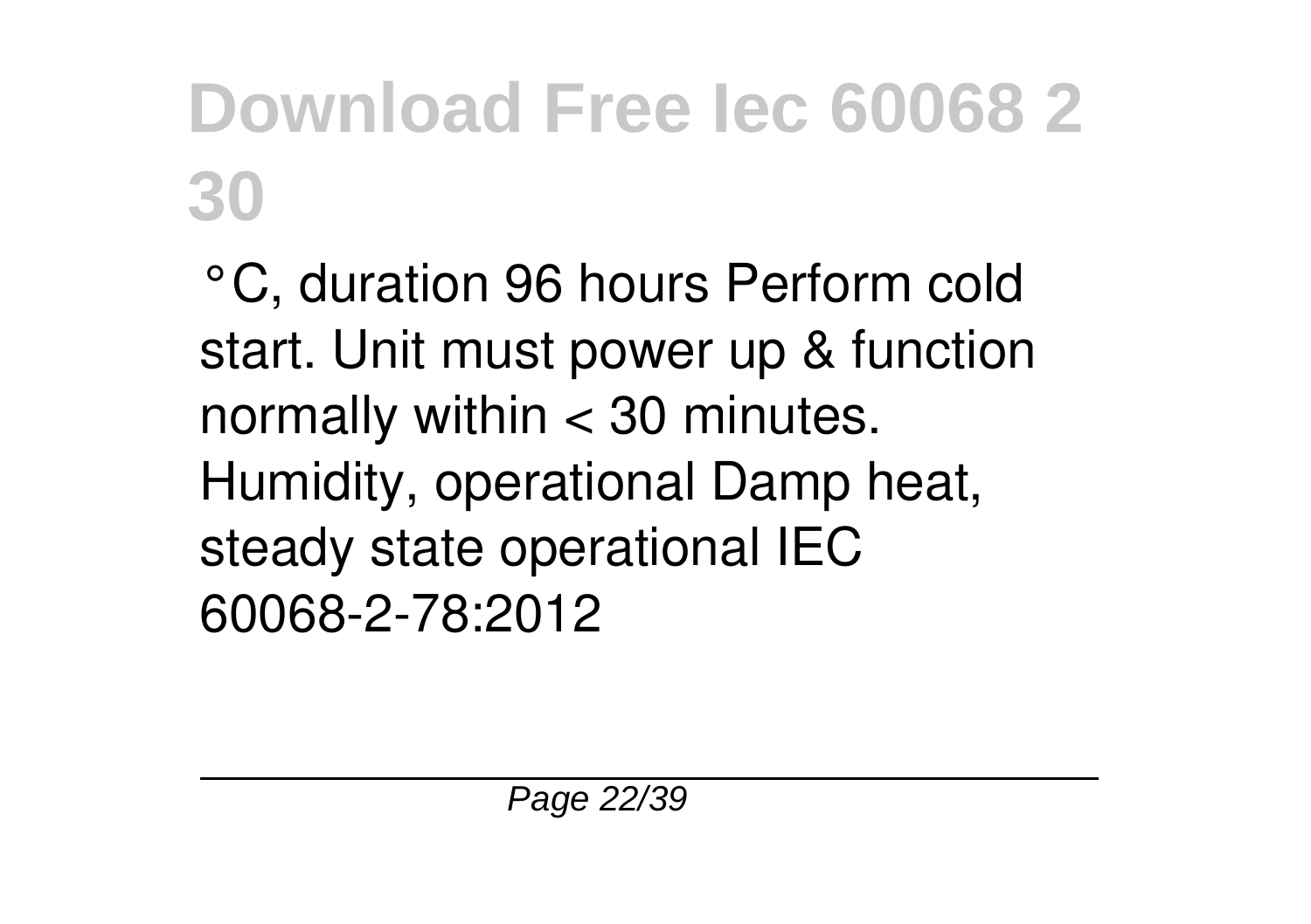# Download Free Iec 60068 2 30

°C, duration 96 hours Perform cold start. Unit must power up & function normally within < 30 minutes. Humidity, operational Damp heat, steady state operational IEC 60068-2-78:2012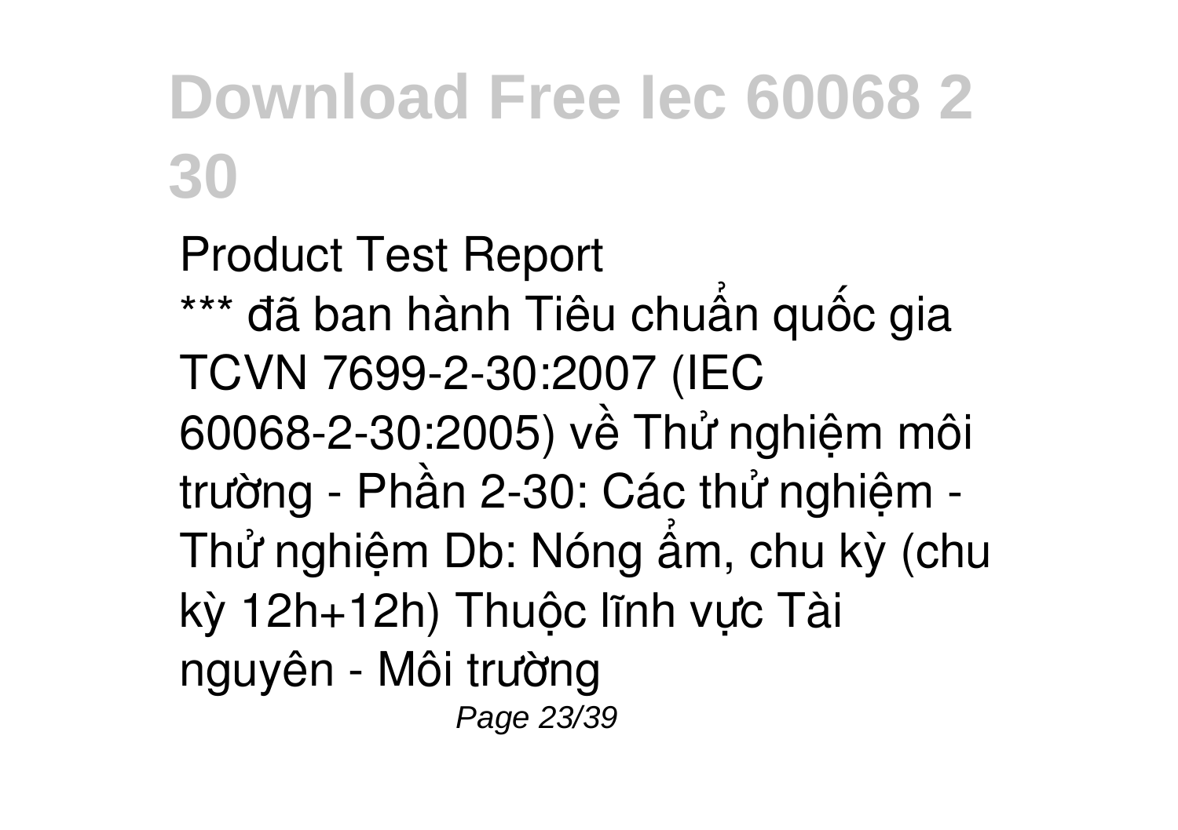Product Test Report
*** đã ban hành Tiêu chuẩn quốc gia TCVN 7699-2-30:2007 (IEC 60068-2-30:2005) về Thử nghiệm môi trường - Phần 2-30: Các thử nghiệm - Thử nghiệm Db: Nóng ẩm, chu kỳ (chu kỳ 12h+12h) Thuộc lĩnh vực Tài nguyên - Môi trường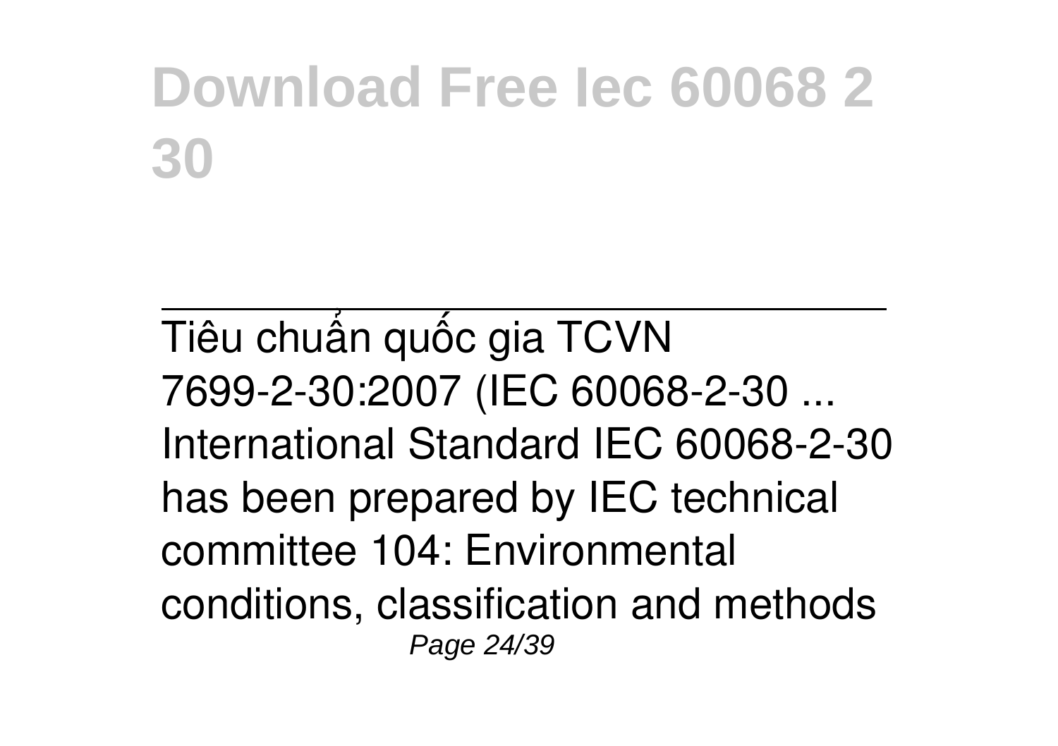# Download Free Iec 60068 2 30

---

Tiêu chuẩn quốc gia TCVN 7699-2-30:2007 (IEC 60068-2-30 ...

International Standard IEC 60068-2-30 has been prepared by IEC technical committee 104: Environmental conditions, classification and methods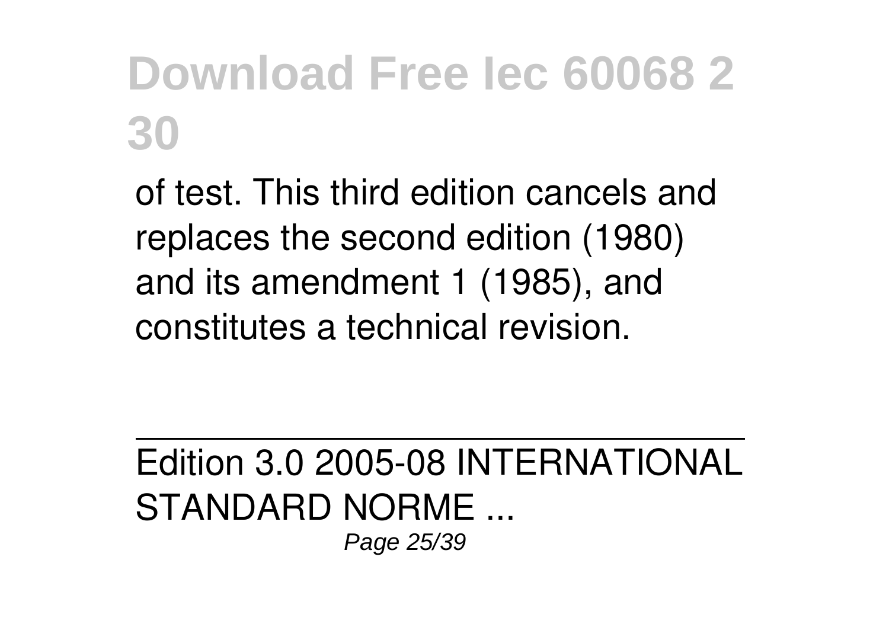of test. This third edition cancels and replaces the second edition (1980) and its amendment 1 (1985), and constitutes a technical revision.

Edition 3.0 2005-08 INTERNATIONAL STANDARD NORME ...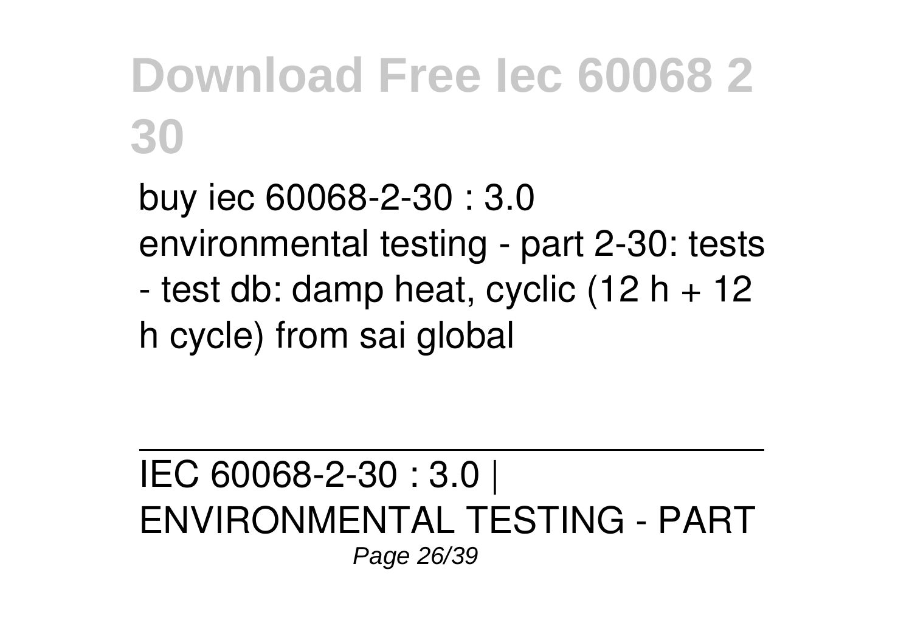buy iec 60068-2-30 : 3.0 environmental testing - part 2-30: tests - test db: damp heat, cyclic (12 h + 12 h cycle) from sai global

---

IEC 60068-2-30 : 3.0 | ENVIRONMENTAL TESTING - PART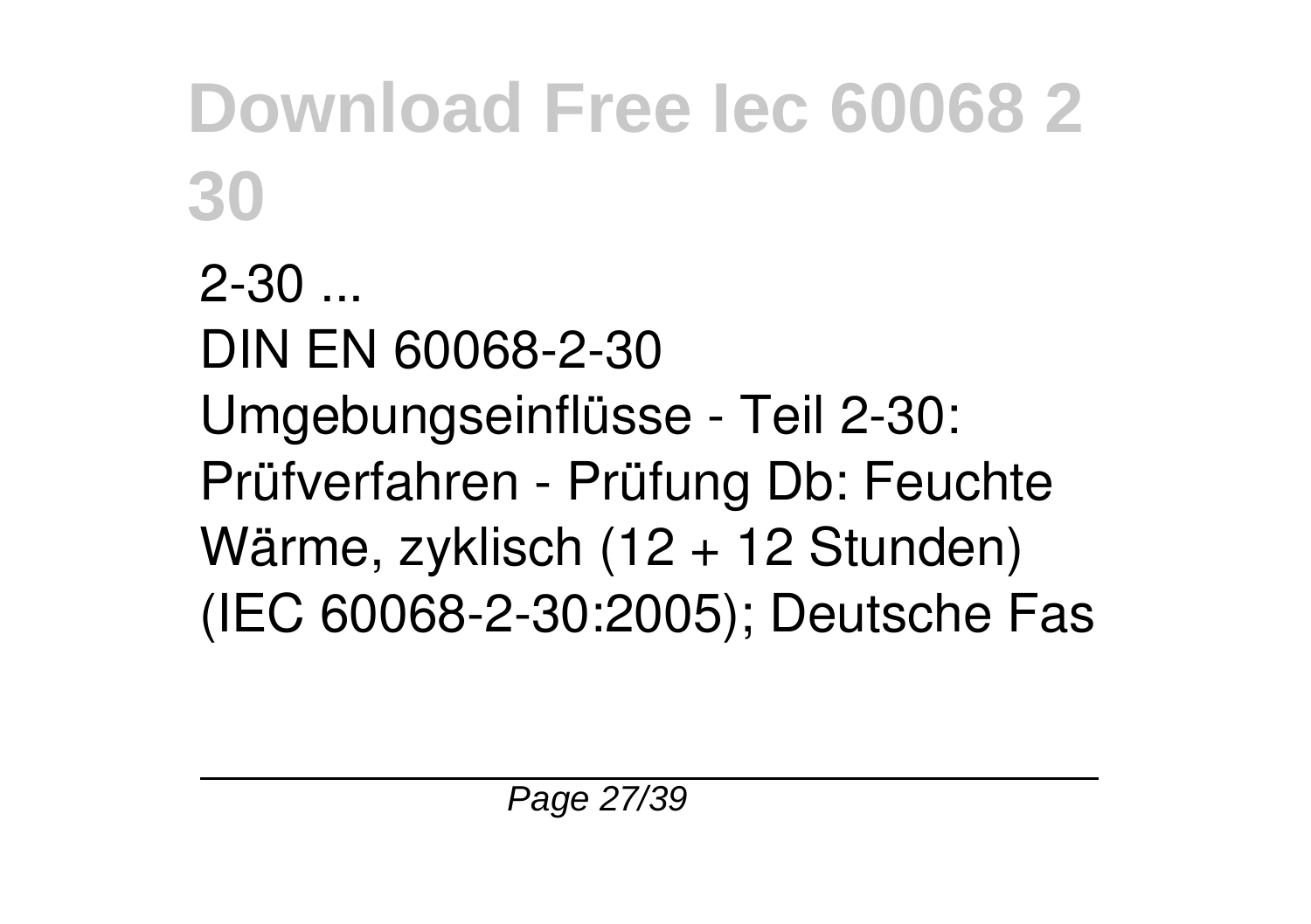2-30 ...
DIN EN 60068-2-30
Umgebungseinflüsse - Teil 2-30: Prüfverfahren - Prüfung Db: Feuchte Wärme, zyklisch (12 + 12 Stunden) (IEC 60068-2-30:2005); Deutsche Fas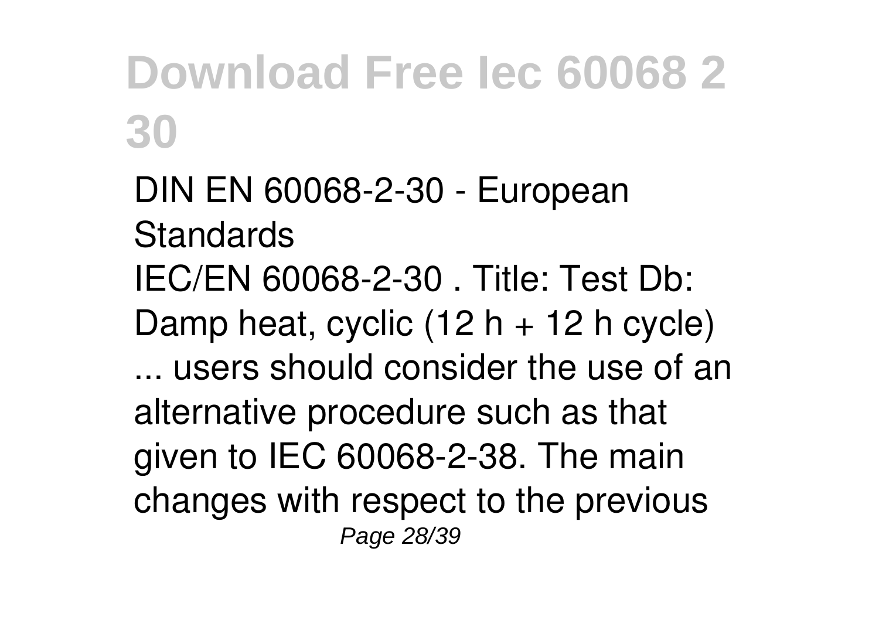# Download Free Iec 60068 2 30

DIN EN 60068-2-30 - European Standards

IEC/EN 60068-2-30 . Title: Test Db: Damp heat, cyclic (12 h + 12 h cycle) ... users should consider the use of an alternative procedure such as that given to IEC 60068-2-38. The main changes with respect to the previous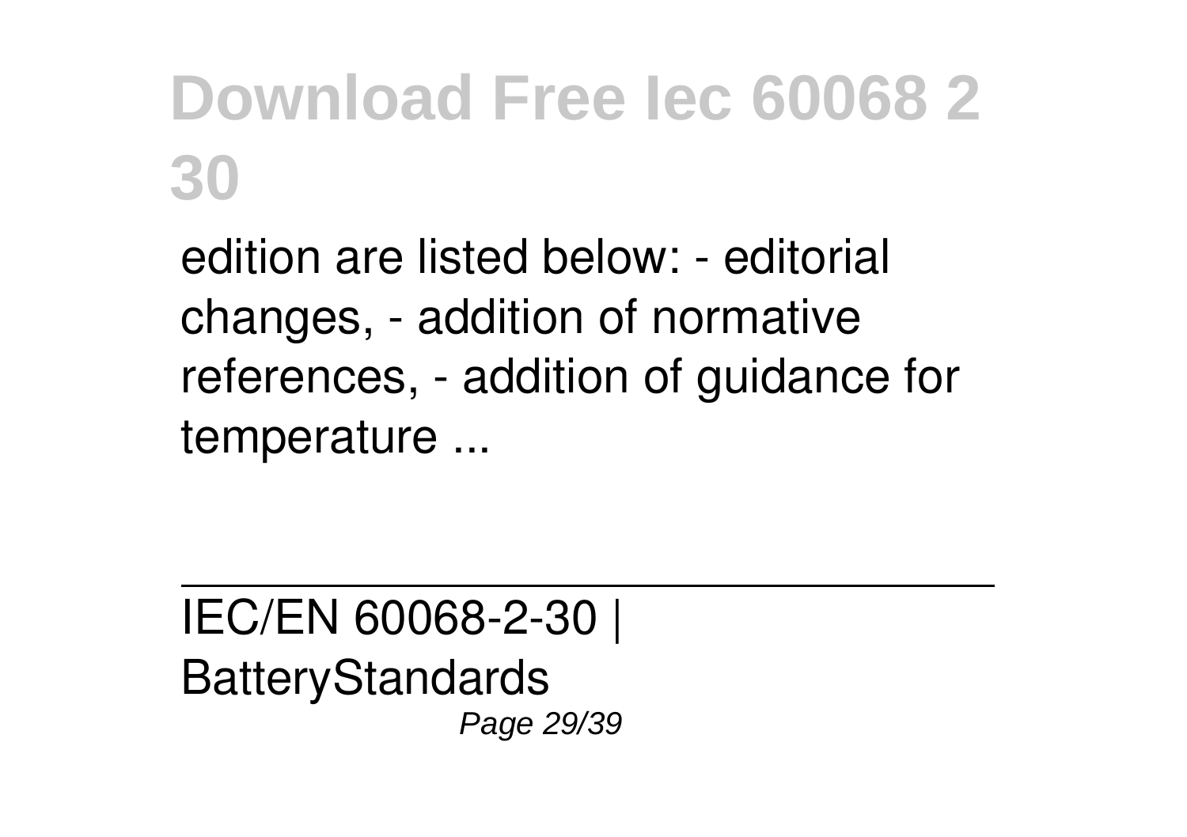edition are listed below: - editorial changes, - addition of normative references, - addition of guidance for temperature ...

IEC/EN 60068-2-30 | BatteryStandards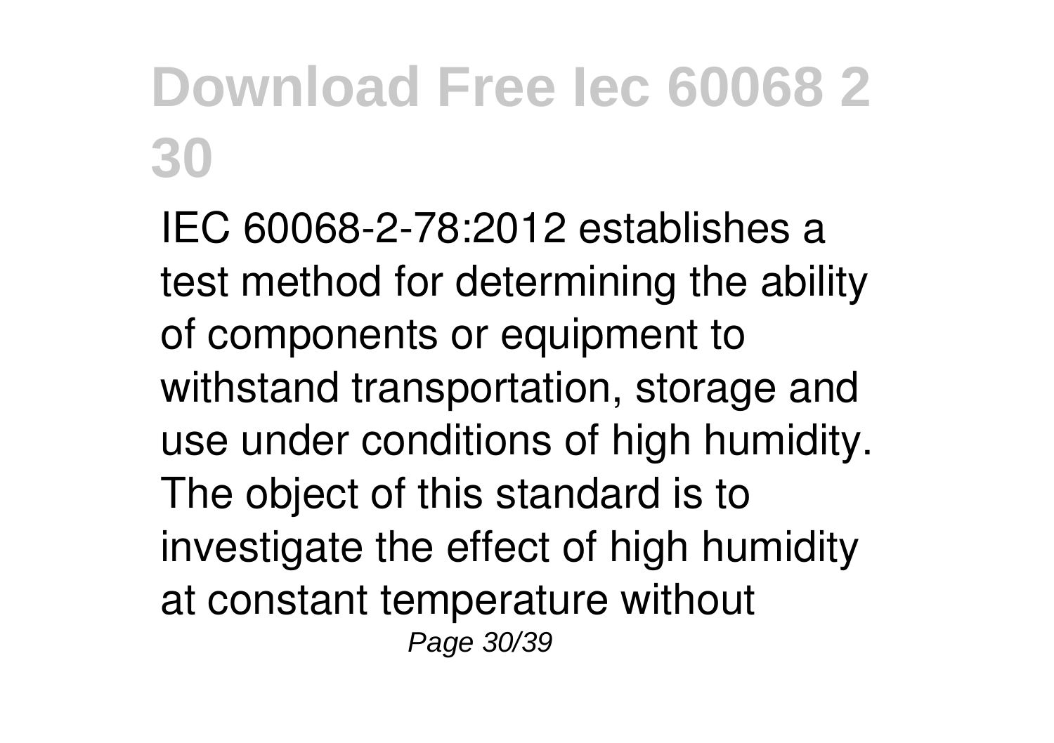# Download Free Iec 60068 2 30

IEC 60068-2-78:2012 establishes a test method for determining the ability of components or equipment to withstand transportation, storage and use under conditions of high humidity. The object of this standard is to investigate the effect of high humidity at constant temperature without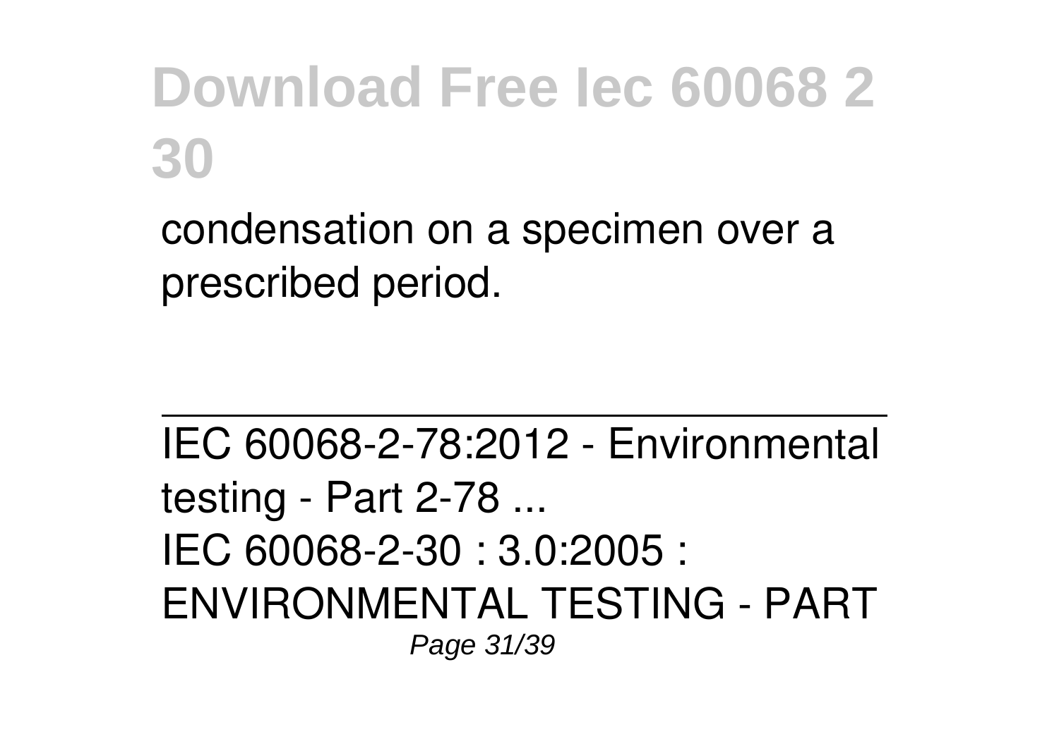condensation on a specimen over a prescribed period.

IEC 60068-2-78:2012 - Environmental testing - Part 2-78 ...

IEC 60068-2-30 : 3.0:2005 : ENVIRONMENTAL TESTING - PART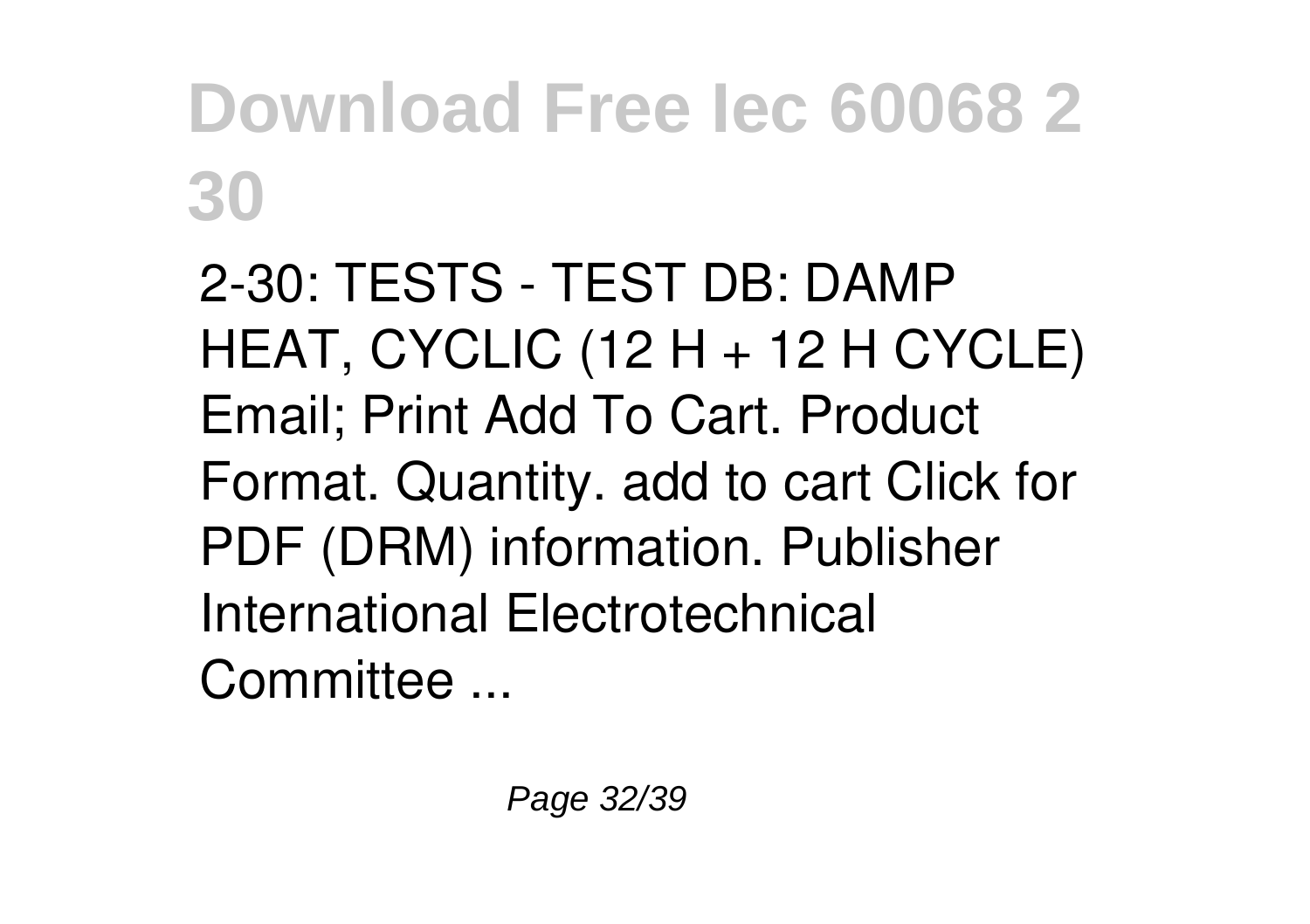# Download Free Iec 60068 2 30

2-30: TESTS - TEST DB: DAMP HEAT, CYCLIC (12 H + 12 H CYCLE) Email; Print Add To Cart. Product Format. Quantity. add to cart Click for PDF (DRM) information. Publisher International Electrotechnical Committee ...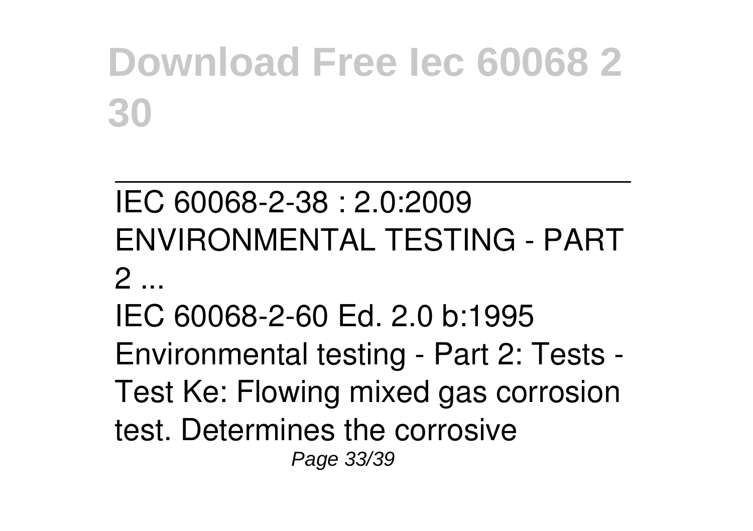IEC 60068-2-38 : 2.0:2009 ENVIRONMENTAL TESTING - PART 2 ...

IEC 60068-2-60 Ed. 2.0 b:1995 Environmental testing - Part 2: Tests - Test Ke: Flowing mixed gas corrosion test. Determines the corrosive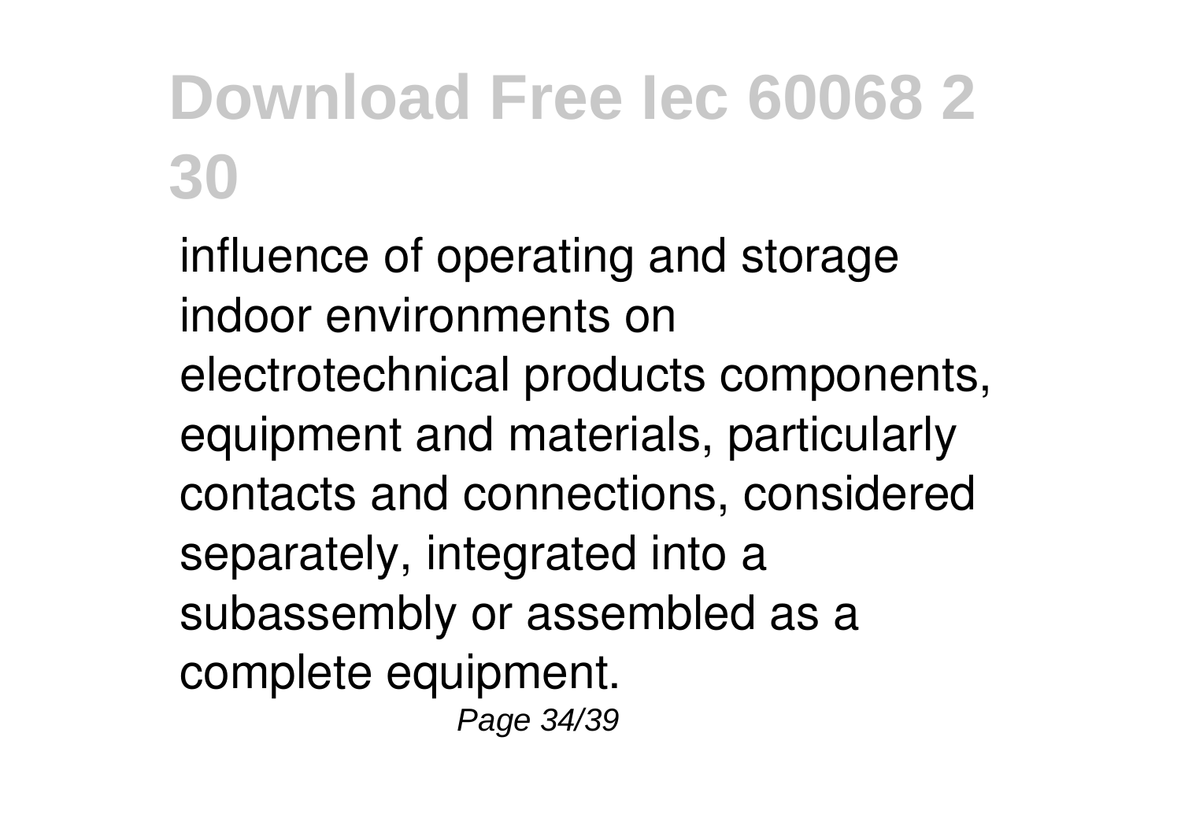influence of operating and storage indoor environments on electrotechnical products components, equipment and materials, particularly contacts and connections, considered separately, integrated into a subassembly or assembled as a complete equipment.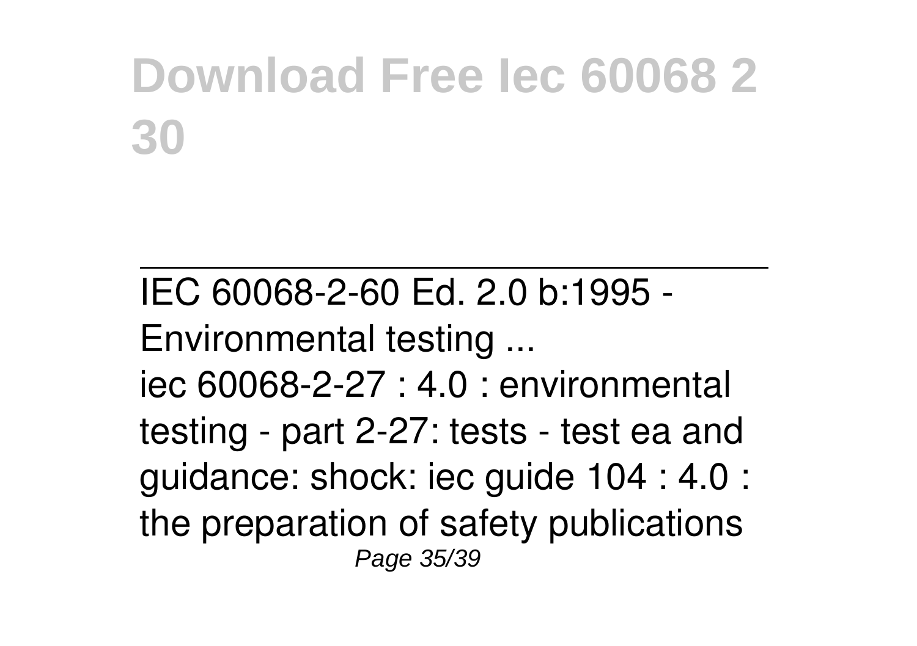# Download Free Iec 60068 2 30

---

IEC 60068-2-60 Ed. 2.0 b:1995 - Environmental testing ...

iec 60068-2-27 : 4.0 : environmental testing - part 2-27: tests - test ea and guidance: shock: iec guide 104 : 4.0 : the preparation of safety publications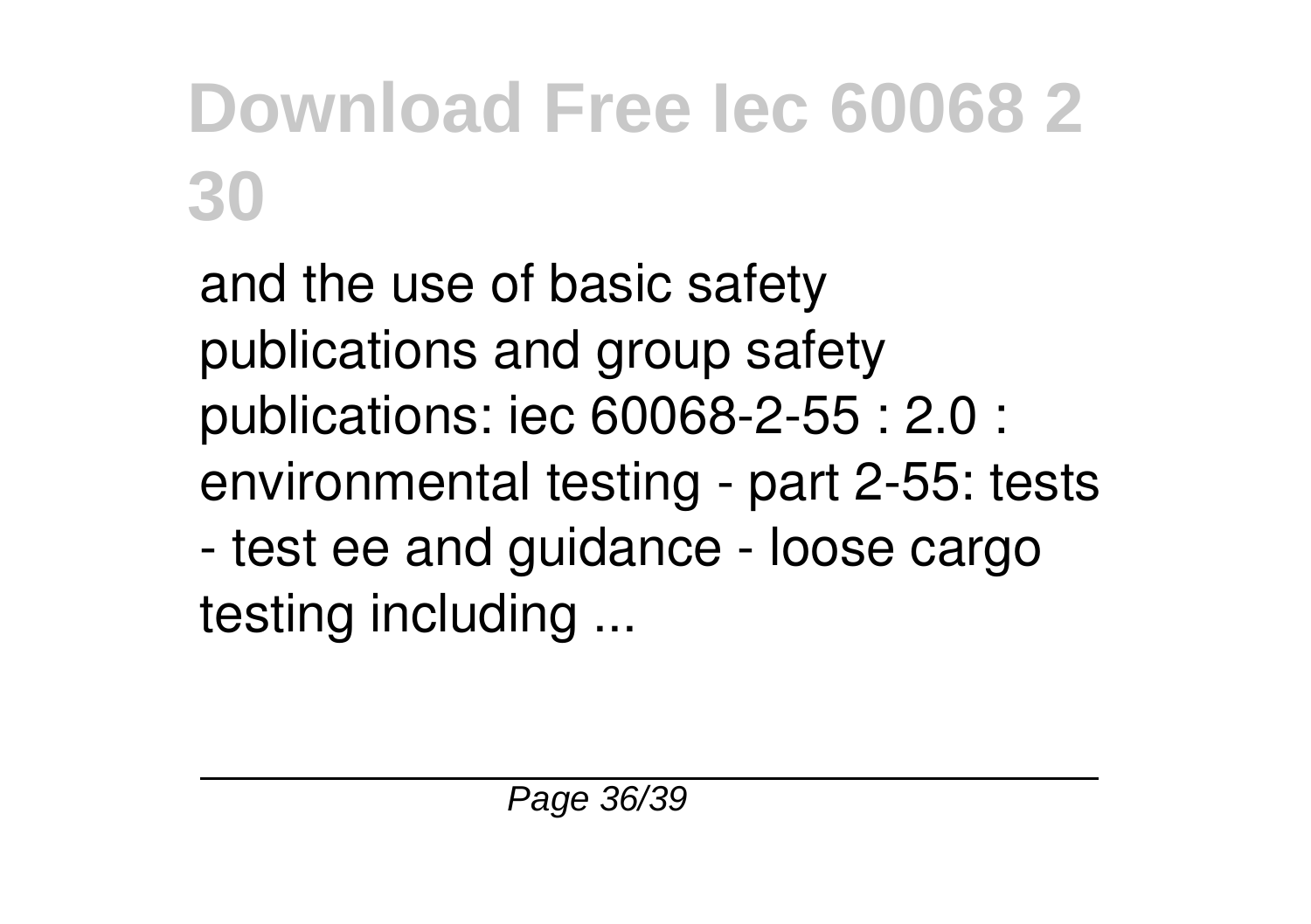# Download Free Iec 60068 2 30

and the use of basic safety publications and group safety publications: iec 60068-2-55 : 2.0 : environmental testing - part 2-55: tests - test ee and guidance - loose cargo testing including ...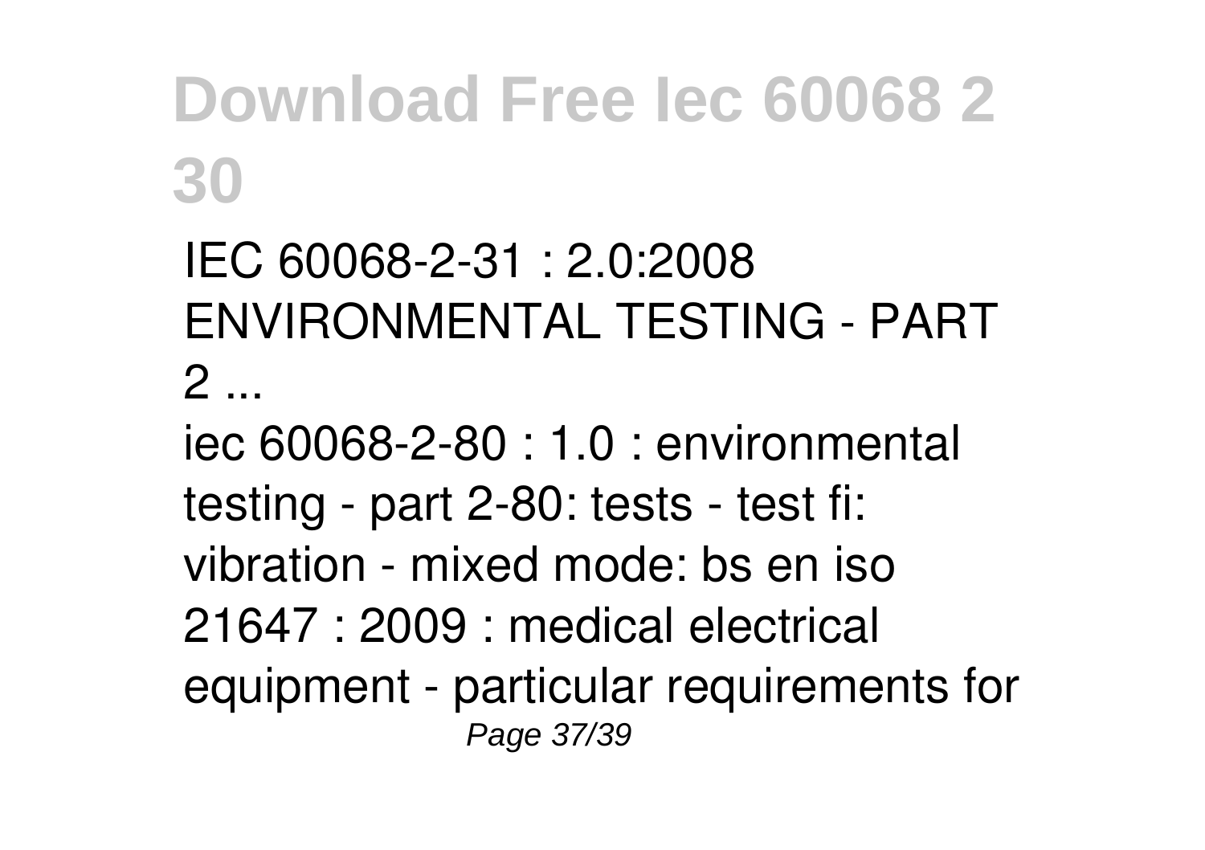IEC 60068-2-31 : 2.0:2008 ENVIRONMENTAL TESTING - PART 2 ...

iec 60068-2-80 : 1.0 : environmental testing - part 2-80: tests - test fi: vibration - mixed mode: bs en iso 21647 : 2009 : medical electrical equipment - particular requirements for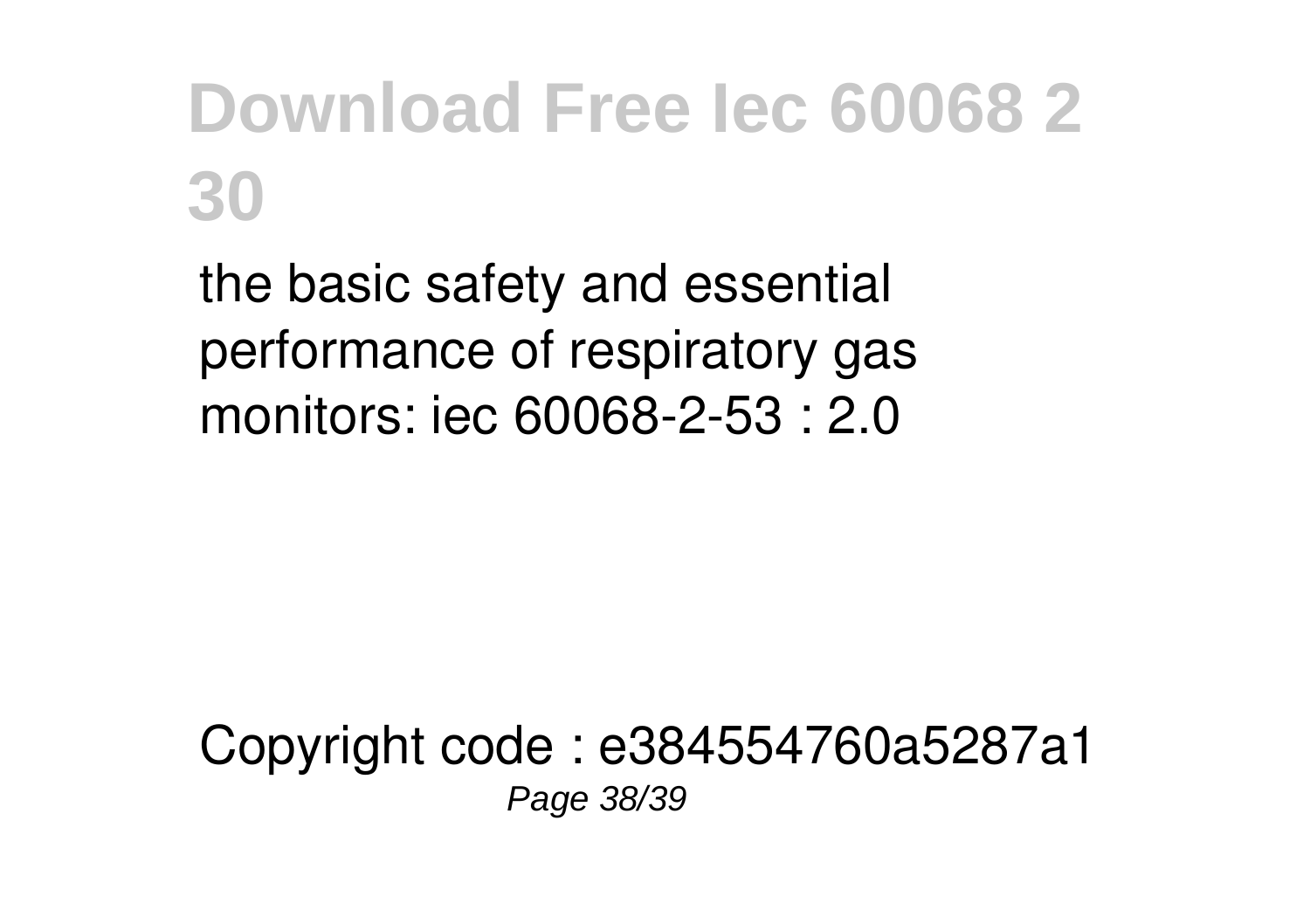the basic safety and essential performance of respiratory gas monitors: iec 60068-2-53 : 2.0

Copyright code : e384554760a5287a1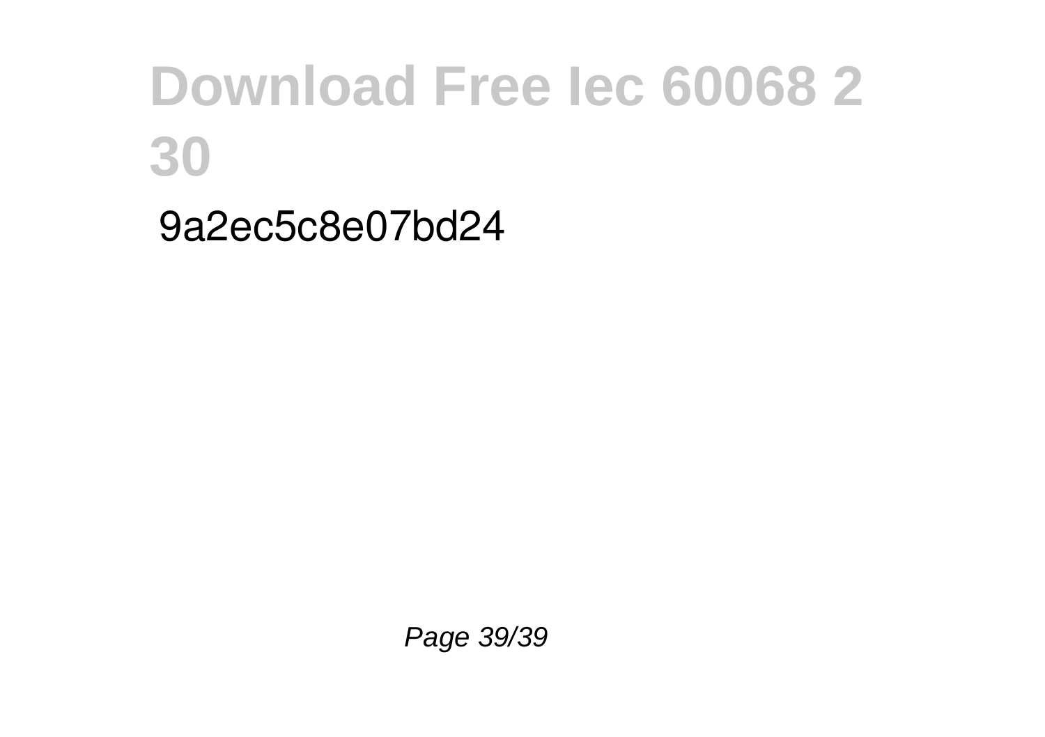9a2ec5c8e07bd24